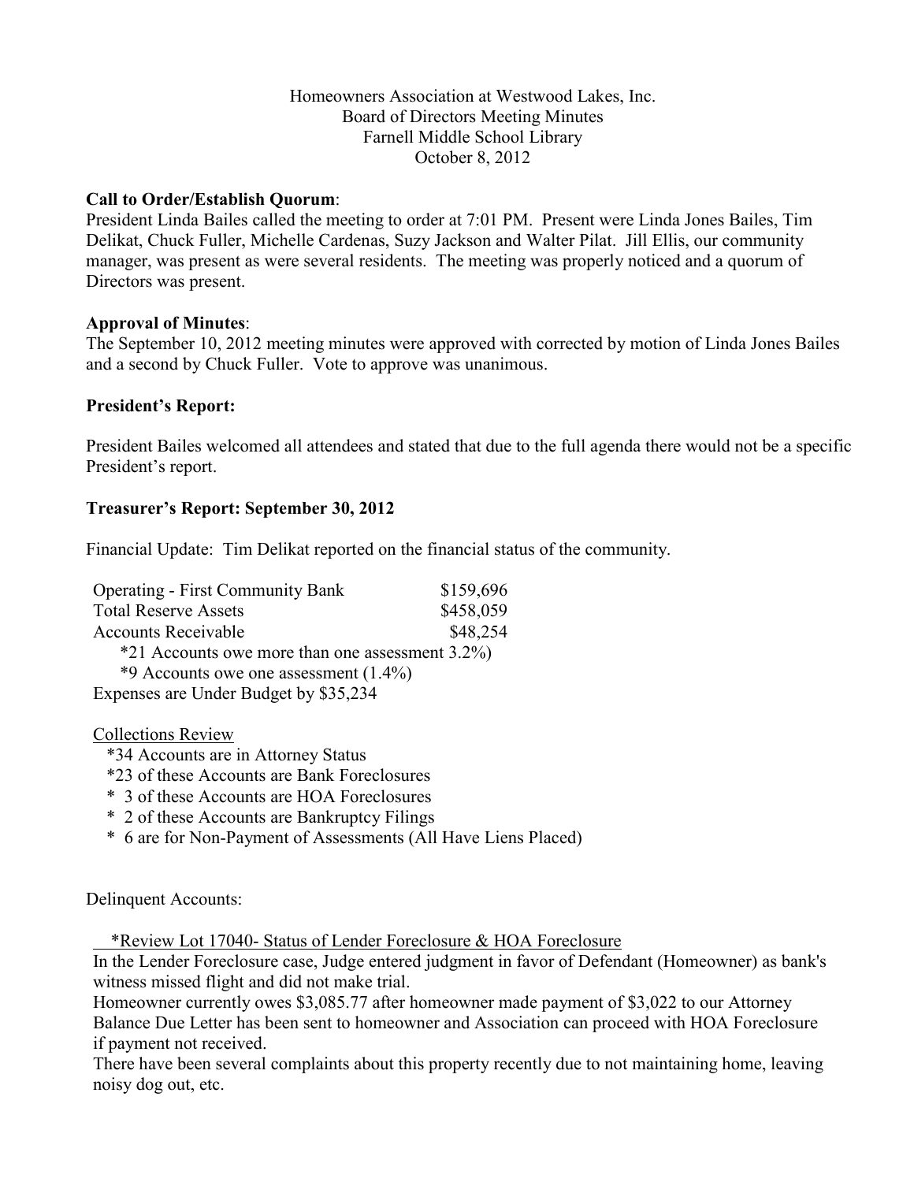Homeowners Association at Westwood Lakes, Inc.
Board of Directors Meeting Minutes
Farnell Middle School Library
October 8, 2012

**Call to Order/Establish Quorum**:
President Linda Bailes called the meeting to order at 7:01 PM. Present were Linda Jones Bailes, Tim Delikat, Chuck Fuller, Michelle Cardenas, Suzy Jackson and Walter Pilat. Jill Ellis, our community manager, was present as were several residents. The meeting was properly noticed and a quorum of Directors was present.

**Approval of Minutes**:
The September 10, 2012 meeting minutes were approved with corrected by motion of Linda Jones Bailes and a second by Chuck Fuller. Vote to approve was unanimous.

**President's Report:**

President Bailes welcomed all attendees and stated that due to the full agenda there would not be a specific President's report.

**Treasurer's Report: September 30, 2012**

Financial Update: Tim Delikat reported on the financial status of the community.

| | |
|---|---|
| Operating - First Community Bank | $159,696 |
| Total Reserve Assets | $458,059 |
| Accounts Receivable | $48,254 |

*21 Accounts owe more than one assessment 3.2%)
*9 Accounts owe one assessment (1.4%)
Expenses are Under Budget by $35,234

Collections Review
*34 Accounts are in Attorney Status
*23 of these Accounts are Bank Foreclosures
* 3 of these Accounts are HOA Foreclosures
* 2 of these Accounts are Bankruptcy Filings
* 6 are for Non-Payment of Assessments (All Have Liens Placed)

Delinquent Accounts:

*Review Lot 17040- Status of Lender Foreclosure & HOA Foreclosure
In the Lender Foreclosure case, Judge entered judgment in favor of Defendant (Homeowner) as bank's witness missed flight and did not make trial.
Homeowner currently owes $3,085.77 after homeowner made payment of $3,022 to our Attorney Balance Due Letter has been sent to homeowner and Association can proceed with HOA Foreclosure if payment not received.
There have been several complaints about this property recently due to not maintaining home, leaving noisy dog out, etc.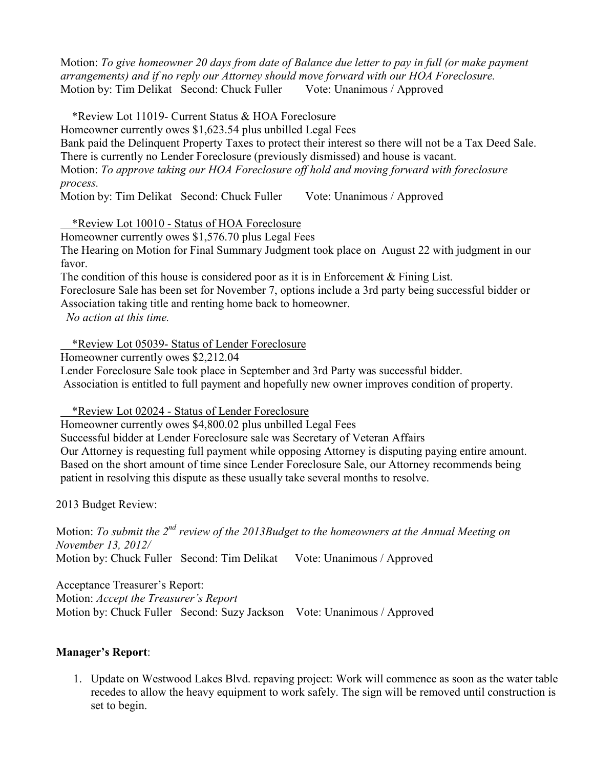Motion: *To give homeowner 20 days from date of Balance due letter to pay in full (or make payment arrangements) and if no reply our Attorney should move forward with our HOA Foreclosure.*
Motion by: Tim Delikat Second: Chuck Fuller Vote: Unanimous / Approved

*Review Lot 11019- Current Status & HOA Foreclosure
Homeowner currently owes $1,623.54 plus unbilled Legal Fees
Bank paid the Delinquent Property Taxes to protect their interest so there will not be a Tax Deed Sale.
There is currently no Lender Foreclosure (previously dismissed) and house is vacant.
Motion: *To approve taking our HOA Foreclosure off hold and moving forward with foreclosure process.*
Motion by: Tim Delikat Second: Chuck Fuller Vote: Unanimous / Approved

<u>*Review Lot 10010 - Status of HOA Foreclosure</u>
Homeowner currently owes $1,576.70 plus Legal Fees
The Hearing on Motion for Final Summary Judgment took place on August 22 with judgment in our favor.
The condition of this house is considered poor as it is in Enforcement & Fining List.
Foreclosure Sale has been set for November 7, options include a 3rd party being successful bidder or Association taking title and renting home back to homeowner.
*No action at this time.*

<u>*Review Lot 05039- Status of Lender Foreclosure</u>
Homeowner currently owes $2,212.04
Lender Foreclosure Sale took place in September and 3rd Party was successful bidder.
Association is entitled to full payment and hopefully new owner improves condition of property.

<u>*Review Lot 02024 - Status of Lender Foreclosure</u>
Homeowner currently owes $4,800.02 plus unbilled Legal Fees
Successful bidder at Lender Foreclosure sale was Secretary of Veteran Affairs
Our Attorney is requesting full payment while opposing Attorney is disputing paying entire amount.
Based on the short amount of time since Lender Foreclosure Sale, our Attorney recommends being patient in resolving this dispute as these usually take several months to resolve.

2013 Budget Review:

Motion: *To submit the 2nd review of the 2013Budget to the homeowners at the Annual Meeting on November 13, 2012/*
Motion by: Chuck Fuller Second: Tim Delikat Vote: Unanimous / Approved

Acceptance Treasurer's Report:
Motion: *Accept the Treasurer's Report*
Motion by: Chuck Fuller Second: Suzy Jackson Vote: Unanimous / Approved

**Manager's Report**:

1. Update on Westwood Lakes Blvd. repaving project: Work will commence as soon as the water table recedes to allow the heavy equipment to work safely. The sign will be removed until construction is set to begin.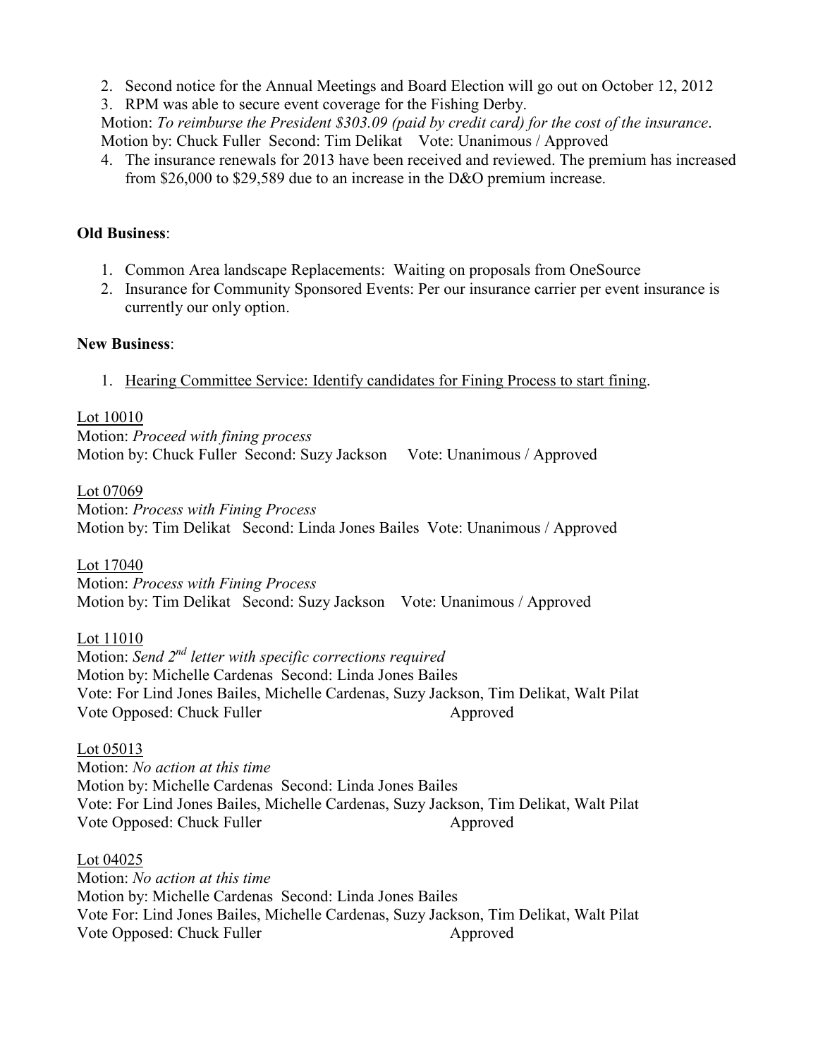2. Second notice for the Annual Meetings and Board Election will go out on October 12, 2012
3. RPM was able to secure event coverage for the Fishing Derby.

Motion: *To reimburse the President $303.09 (paid by credit card) for the cost of the insurance*.
Motion by: Chuck Fuller Second: Tim Delikat Vote: Unanimous / Approved

4. The insurance renewals for 2013 have been received and reviewed. The premium has increased from $26,000 to $29,589 due to an increase in the D&O premium increase.

**Old Business**:

1. Common Area landscape Replacements: Waiting on proposals from OneSource
2. Insurance for Community Sponsored Events: Per our insurance carrier per event insurance is currently our only option.

**New Business**:

1. Hearing Committee Service: Identify candidates for Fining Process to start fining.

Lot 10010
Motion: *Proceed with fining process*
Motion by: Chuck Fuller Second: Suzy Jackson Vote: Unanimous / Approved

Lot 07069
Motion: *Process with Fining Process*
Motion by: Tim Delikat Second: Linda Jones Bailes Vote: Unanimous / Approved

Lot 17040
Motion: *Process with Fining Process*
Motion by: Tim Delikat Second: Suzy Jackson Vote: Unanimous / Approved

Lot 11010
Motion: *Send 2nd letter with specific corrections required*
Motion by: Michelle Cardenas Second: Linda Jones Bailes
Vote: For Lind Jones Bailes, Michelle Cardenas, Suzy Jackson, Tim Delikat, Walt Pilat
Vote Opposed: Chuck Fuller Approved

Lot 05013
Motion: *No action at this time*
Motion by: Michelle Cardenas Second: Linda Jones Bailes
Vote: For Lind Jones Bailes, Michelle Cardenas, Suzy Jackson, Tim Delikat, Walt Pilat
Vote Opposed: Chuck Fuller Approved

Lot 04025
Motion: *No action at this time*
Motion by: Michelle Cardenas Second: Linda Jones Bailes
Vote For: Lind Jones Bailes, Michelle Cardenas, Suzy Jackson, Tim Delikat, Walt Pilat
Vote Opposed: Chuck Fuller Approved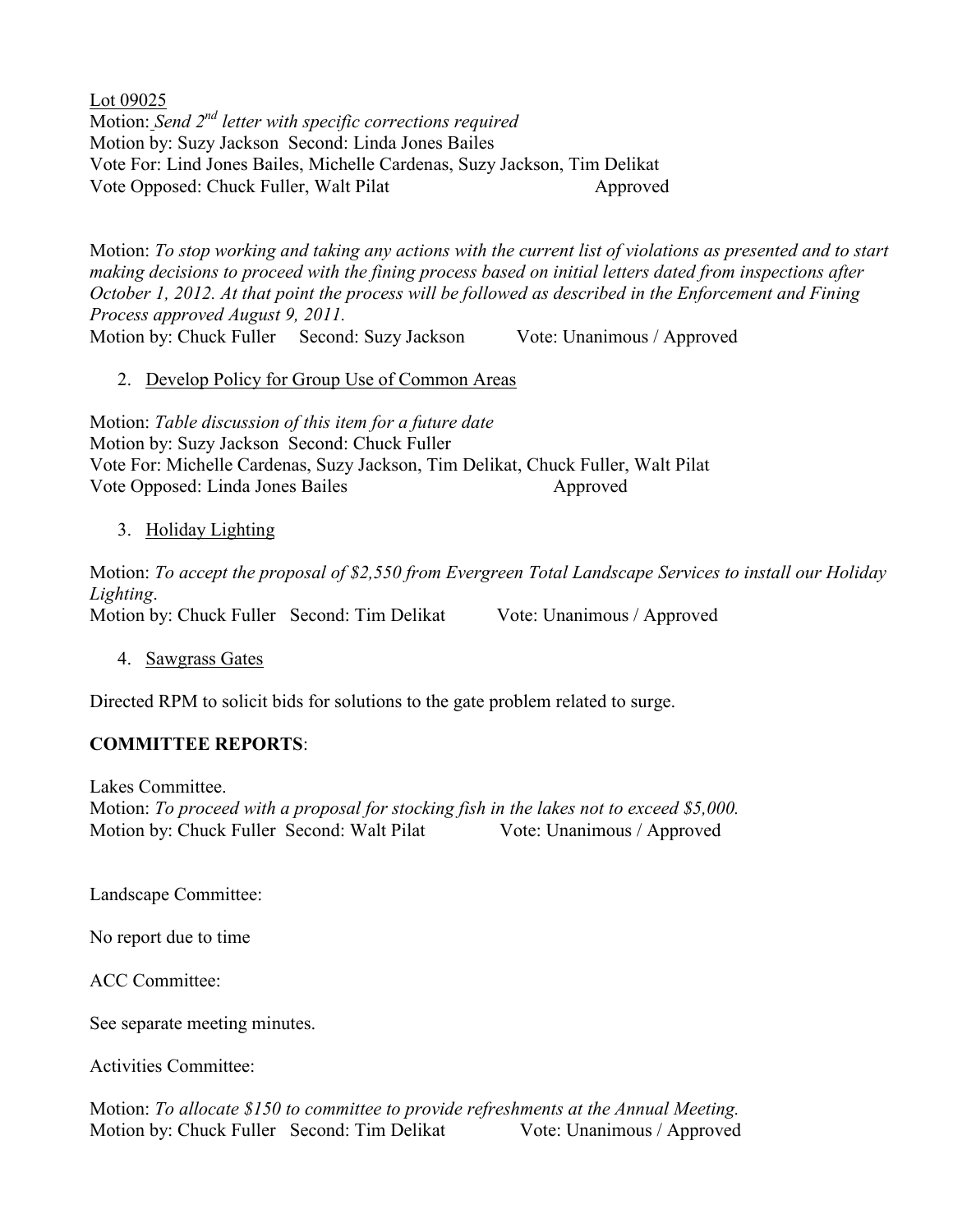<u>Lot 09025</u>
Motion: *Send 2nd letter with specific corrections required*
Motion by: Suzy Jackson Second: Linda Jones Bailes
Vote For: Lind Jones Bailes, Michelle Cardenas, Suzy Jackson, Tim Delikat
Vote Opposed: Chuck Fuller, Walt Pilat Approved

Motion: *To stop working and taking any actions with the current list of violations as presented and to start making decisions to proceed with the fining process based on initial letters dated from inspections after October 1, 2012. At that point the process will be followed as described in the Enforcement and Fining Process approved August 9, 2011.*
Motion by: Chuck Fuller Second: Suzy Jackson Vote: Unanimous / Approved

2. <u>Develop Policy for Group Use of Common Areas</u>

Motion: *Table discussion of this item for a future date*
Motion by: Suzy Jackson Second: Chuck Fuller
Vote For: Michelle Cardenas, Suzy Jackson, Tim Delikat, Chuck Fuller, Walt Pilat
Vote Opposed: Linda Jones Bailes Approved

3. <u>Holiday Lighting</u>

Motion: *To accept the proposal of $2,550 from Evergreen Total Landscape Services to install our Holiday Lighting*.
Motion by: Chuck Fuller Second: Tim Delikat Vote: Unanimous / Approved

4. <u>Sawgrass Gates</u>

Directed RPM to solicit bids for solutions to the gate problem related to surge.

**COMMITTEE REPORTS**:

Lakes Committee.
Motion: *To proceed with a proposal for stocking fish in the lakes not to exceed $5,000.*
Motion by: Chuck Fuller Second: Walt Pilat Vote: Unanimous / Approved

Landscape Committee:

No report due to time

ACC Committee:

See separate meeting minutes.

Activities Committee:

Motion: *To allocate $150 to committee to provide refreshments at the Annual Meeting.*
Motion by: Chuck Fuller Second: Tim Delikat Vote: Unanimous / Approved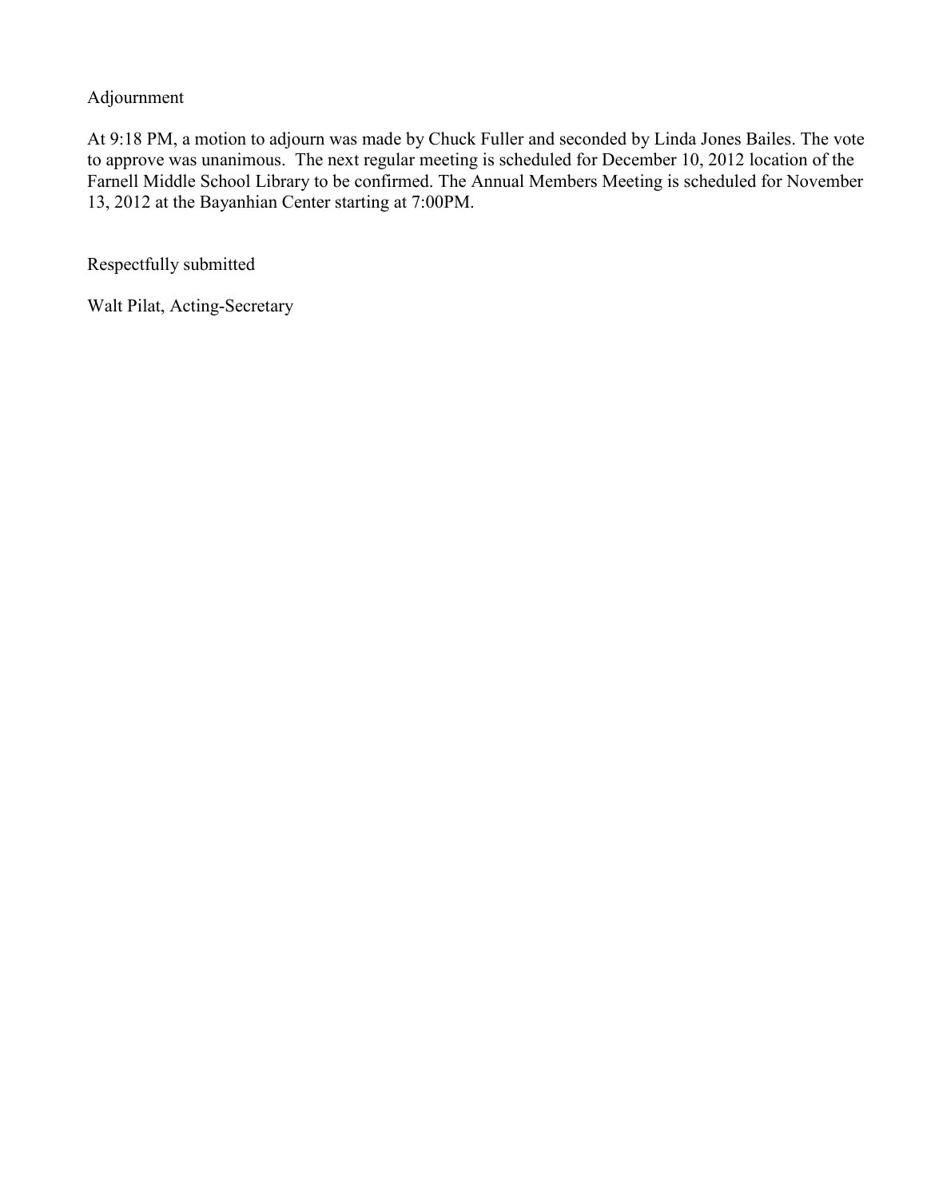## Adjournment

At 9:18 PM, a motion to adjourn was made by Chuck Fuller and seconded by Linda Jones Bailes. The vote to approve was unanimous. The next regular meeting is scheduled for December 10, 2012 location of the Farnell Middle School Library to be confirmed. The Annual Members Meeting is scheduled for November 13, 2012 at the Bayanhian Center starting at 7:00PM.

Respectfully submitted

Walt Pilat, Acting-Secretary